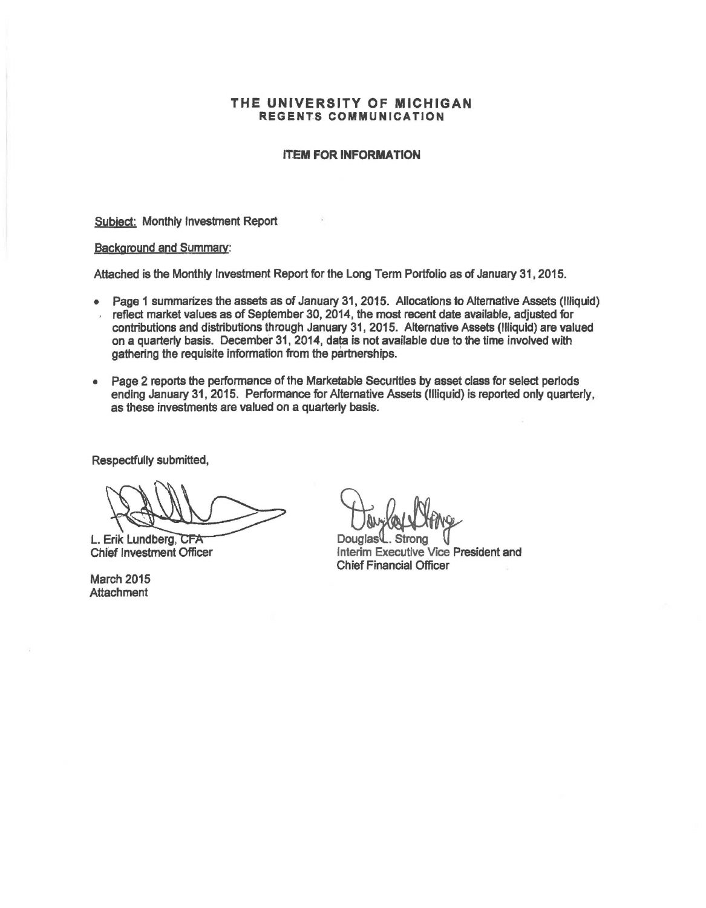# THE UNIVERSITY OF MICHIGAN
## REGENTS COMMUNICATION

### ITEM FOR INFORMATION

Subject: Monthly Investment Report

Background and Summary:

Attached is the Monthly Investment Report for the Long Term Portfolio as of January 31, 2015.

- Page 1 summarizes the assets as of January 31, 2015. Allocations to Alternative Assets (Illiquid) reflect market values as of September 30, 2014, the most recent date available, adjusted for contributions and distributions through January 31, 2015. Alternative Assets (Illiquid) are valued on a quarterly basis. December 31, 2014, data is not available due to the time involved with gathering the requisite information from the partnerships.
- Page 2 reports the performance of the Marketable Securities by asset class for select periods ending January 31, 2015. Performance for Alternative Assets (Illiquid) is reported only quarterly, as these investments are valued on a quarterly basis.

Respectfully submitted,

L. Erik Lundberg, CFA
Chief Investment Officer

Douglas L. Strong
Interim Executive Vice President and
Chief Financial Officer

March 2015
Attachment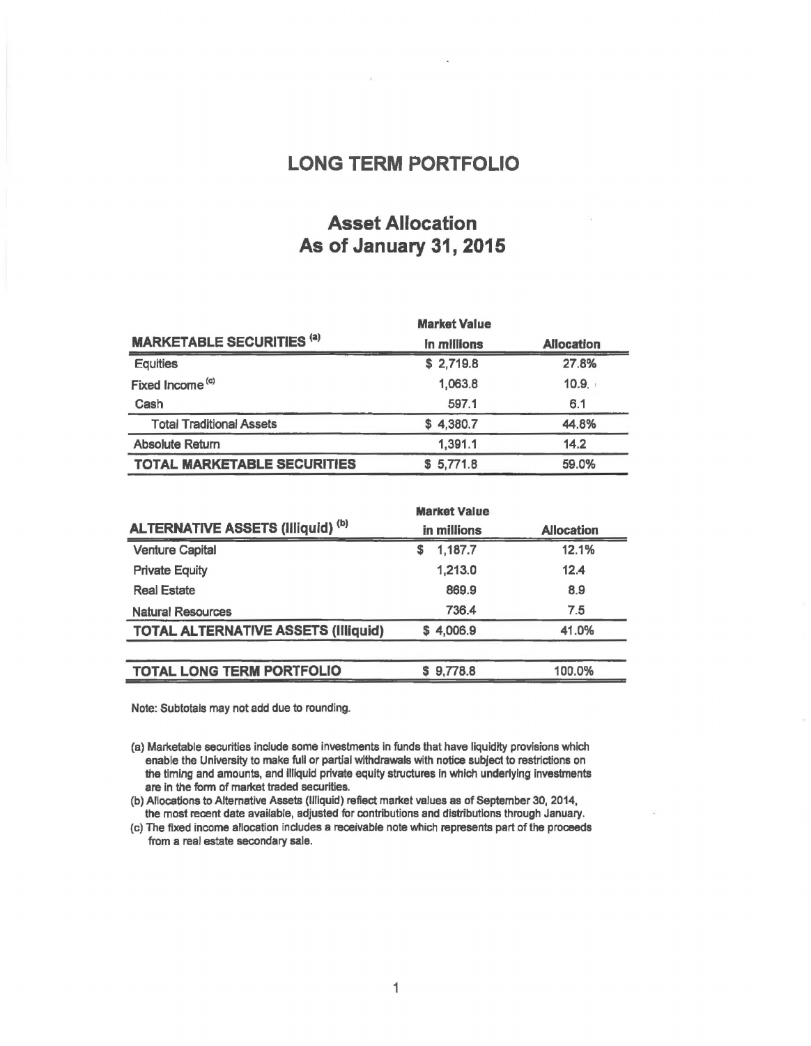# LONG TERM PORTFOLIO

## Asset Allocation
## As of January 31, 2015

| MARKETABLE SECURITIES [a] | Market Value in millions | Allocation |
|---|---|---|
| Equities | $ 2,719.8 | 27.8% |
| Fixed Income [c] | 1,063.8 | 10.9 |
| Cash | 597.1 | 6.1 |
| Total Traditional Assets | $ 4,380.7 | 44.8% |
| Absolute Return | 1,391.1 | 14.2 |
| **TOTAL MARKETABLE SECURITIES** | $ 5,771.8 | 59.0% |

| ALTERNATIVE ASSETS (Illiquid) [b] | Market Value in millions | Allocation |
|---|---|---|
| Venture Capital | $ 1,187.7 | 12.1% |
| Private Equity | 1,213.0 | 12.4 |
| Real Estate | 869.9 | 8.9 |
| Natural Resources | 736.4 | 7.5 |
| **TOTAL ALTERNATIVE ASSETS (Illiquid)** | $ 4,006.9 | 41.0% |
| | | |
| **TOTAL LONG TERM PORTFOLIO** | $ 9,778.8 | 100.0% |

Note: Subtotals may not add due to rounding.

(a) Marketable securities include some investments in funds that have liquidity provisions which enable the University to make full or partial withdrawals with notice subject to restrictions on the timing and amounts, and illiquid private equity structures in which underlying investments are in the form of market traded securities.

(b) Allocations to Alternative Assets (Illiquid) reflect market values as of September 30, 2014, the most recent date available, adjusted for contributions and distributions through January.

(c) The fixed income allocation includes a receivable note which represents part of the proceeds from a real estate secondary sale.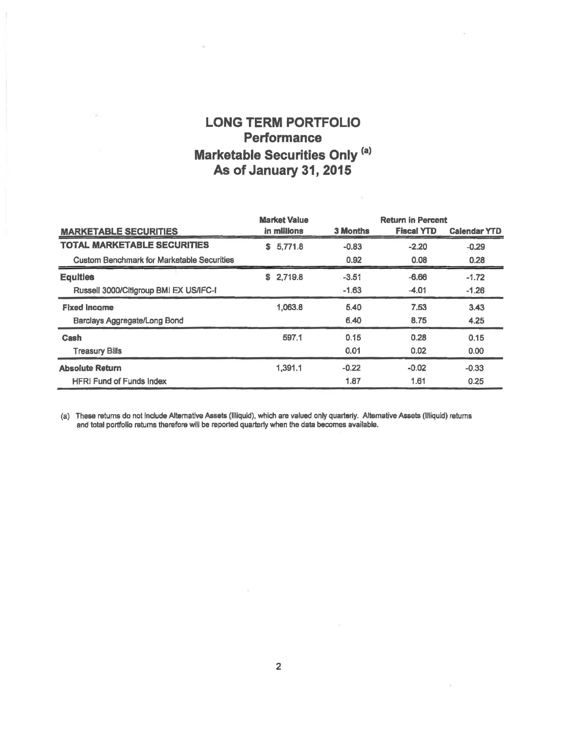# LONG TERM PORTFOLIO
## Performance
## Marketable Securities Only [a]
## As of January 31, 2015

| | Market Value | Return in Percent | | |
|---|---|---|---|---|
| **MARKETABLE SECURITIES** | **in millions** | **3 Months** | **Fiscal YTD** | **Calendar YTD** |
| **TOTAL MARKETABLE SECURITIES** | $ 5,771.8 | -0.83 | -2.20 | -0.29 |
| Custom Benchmark for Marketable Securities | | 0.92 | 0.08 | 0.28 |
| **Equities** | $ 2,719.8 | -3.51 | -6.66 | -1.72 |
| Russell 3000/Citigroup BMI EX US/IFC-I | | -1.63 | -4.01 | -1.26 |
| **Fixed Income** | 1,063.8 | 5.40 | 7.53 | 3.43 |
| Barclays Aggregate/Long Bond | | 6.40 | 8.75 | 4.25 |
| **Cash** | 597.1 | 0.15 | 0.28 | 0.15 |
| Treasury Bills | | 0.01 | 0.02 | 0.00 |
| **Absolute Return** | 1,391.1 | -0.22 | -0.02 | -0.33 |
| HFRI Fund of Funds Index | | 1.87 | 1.61 | 0.25 |

(a) These returns do not include Alternative Assets (Illiquid), which are valued only quarterly. Alternative Assets (Illiquid) returns and total portfolio returns therefore will be reported quarterly when the data becomes available.